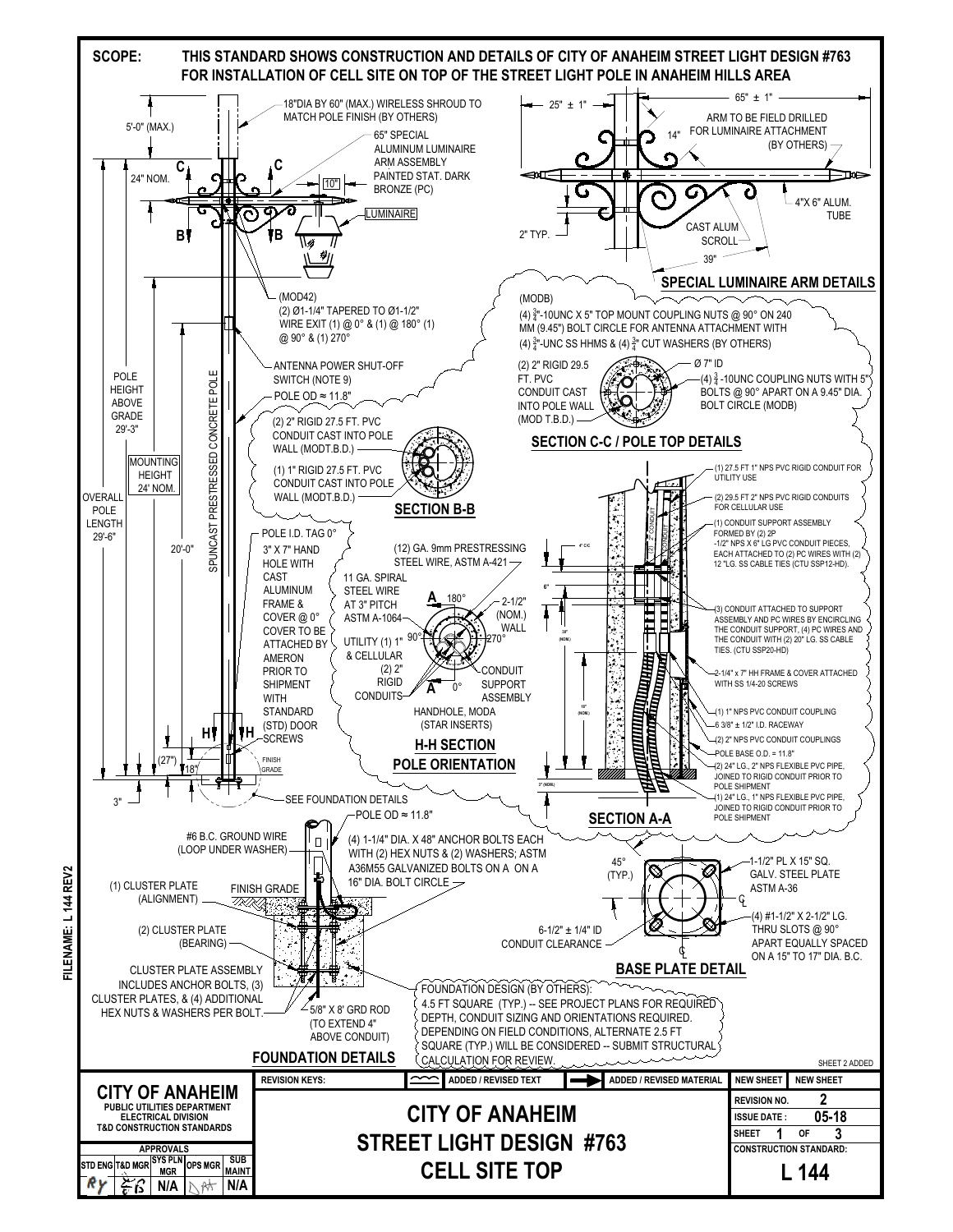**SCOPE:** THIS STANDARD SHOWS CONSTRUCTION AND DETAILS OF CITY OF ANAHEIM STREET LIGHT DESIGN #763 FOR INSTALLATION OF CELL SITE ON TOP OF THE STREET LIGHT POLE IN ANAHEIM HILLS AREA

18"DIA BY 60" (MAX.) WIRELESS SHROUD TO MATCH POLE FINISH (BY OTHERS)

5'-0" (MAX.)

65" SPECIAL ALUMINUM LUMINAIRE ARM ASSEMBLY PAINTED STAT. DARK BRONZE (PC)

24" NOM.

10"

LUMINAIRE

C C

B B

(MOD42)
(2) Ø1-1/4" TAPERED TO Ø1-1/2" WIRE EXIT (1) @ 0° & (1) @ 180° (1) @ 90° & (1) 270°

ANTENNA POWER SHUT-OFF SWITCH (NOTE 9)

POLE OD ≈ 11.8"

POLE HEIGHT ABOVE GRADE 29'-3"

SPUNCAST PRESTRESSED CONCRETE POLE

MOUNTING HEIGHT 24' NOM.

OVERALL POLE LENGTH 29'-6"

20'-0"

(2) 2" RIGID 27.5 FT. PVC CONDUIT CAST INTO POLE WALL (MODT.B.D.)

(1) 1" RIGID 27.5 FT. PVC CONDUIT CAST INTO POLE WALL (MODT.B.D.)

## SECTION B-B

POLE I.D. TAG 0°

3" X 7" HAND HOLE WITH CAST ALUMINUM FRAME & COVER @ 0° COVER TO BE ATTACHED BY AMERON PRIOR TO SHIPMENT WITH STANDARD (STD) DOOR SCREWS

H H

(27") 18"

FINISH GRADE

3"

SEE FOUNDATION DETAILS

(12) GA. 9mm PRESTRESSING STEEL WIRE, ASTM A-421

11 GA. SPIRAL STEEL WIRE AT 3" PITCH ASTM A-1064

A 180° A 0° 90° 270°

2-1/2" (NOM.) WALL

UTILITY (1) 1" & CELLULAR (2) 2" RIGID CONDUITS

CONDUIT SUPPORT ASSEMBLY

HANDHOLE, MODA (STAR INSERTS)

## H-H SECTION POLE ORIENTATION

25" ± 1"

65" ± 1"

14"

ARM TO BE FIELD DRILLED FOR LUMINAIRE ATTACHMENT (BY OTHERS)

4"X 6" ALUM. TUBE

CAST ALUM SCROLL

2" TYP.

39"

## SPECIAL LUMINAIRE ARM DETAILS

(MODB)
(4) $\frac{3}{4}$"-10UNC X 5" TOP MOUNT COUPLING NUTS @ 90° ON 240 MM (9.45") BOLT CIRCLE FOR ANTENNA ATTACHMENT WITH (4) $\frac{3}{4}$"-UNC SS HHMS & (4) $\frac{3}{4}$" CUT WASHERS (BY OTHERS)

(2) 2" RIGID 29.5 FT. PVC CONDUIT CAST INTO POLE WALL (MOD T.B.D.)

Ø 7" ID

(4) $\frac{3}{4}$-10UNC COUPLING NUTS WITH 5" BOLTS @ 90° APART ON A 9.45" DIA. BOLT CIRCLE (MODB)

## SECTION C-C / POLE TOP DETAILS

(1) 27.5 FT 1" NPS PVC RIGID CONDUIT FOR UTILITY USE

(2) 29.5 FT 2" NPS PVC RIGID CONDUITS FOR CELLULAR USE

(1) CONDUIT SUPPORT ASSEMBLY FORMED BY (2) 2P -1/2" NPS X 6" LG PVC CONDUIT PIECES, EACH ATTACHED TO (2) PC WIRES WITH (2) 12 "LG. SS CABLE TIES (CTU SSP12-HD).

(3) CONDUIT ATTACHED TO SUPPORT ASSEMBLY AND PC WIRES BY ENCIRCLING THE CONDUIT SUPPORT, (4) PC WIRES AND THE CONDUIT WITH (2) 20" LG. SS CABLE TIES. (CTU SSP20-HD)

2-1/4" x 7" HH FRAME & COVER ATTACHED WITH SS 1/4-20 SCREWS

(1) 1" NPS PVC CONDUIT COUPLING

6 3/8" ± 1/2" I.D. RACEWAY

(2) 2" NPS PVC CONDUIT COUPLINGS

POLE BASE O.D. = 11.8"

(2) 24" LG., 2" NPS FLEXIBLE PVC PIPE, JOINED TO RIGID CONDUIT PRIOR TO POLE SHIPMENT

(1) 24" LG., 1" NPS FLEXIBLE PVC PIPE, JOINED TO RIGID CONDUIT PRIOR TO POLE SHIPMENT

## SECTION A-A

POLE OD ≈ 11.8"

#6 B.C. GROUND WIRE (LOOP UNDER WASHER)

(4) 1-1/4" DIA. X 48" ANCHOR BOLTS EACH WITH (2) HEX NUTS & (2) WASHERS; ASTM A36M55 GALVANIZED BOLTS ON A ON A 16" DIA. BOLT CIRCLE

(1) CLUSTER PLATE (ALIGNMENT)

FINISH GRADE

(2) CLUSTER PLATE (BEARING)

CLUSTER PLATE ASSEMBLY INCLUDES ANCHOR BOLTS, (3) CLUSTER PLATES, & (4) ADDITIONAL HEX NUTS & WASHERS PER BOLT.

5/8" X 8' GRD ROD (TO EXTEND 4" ABOVE CONDUIT)

## FOUNDATION DETAILS

FOUNDATION DESIGN (BY OTHERS):
4.5 FT SQUARE (TYP.) -- SEE PROJECT PLANS FOR REQUIRED DEPTH, CONDUIT SIZING AND ORIENTATIONS REQUIRED. DEPENDING ON FIELD CONDITIONS, ALTERNATE 2.5 FT SQUARE (TYP.) WILL BE CONSIDERED -- SUBMIT STRUCTURAL CALCULATION FOR REVIEW.

45° (TYP.)

1-1/2" PL X 15" SQ. GALV. STEEL PLATE ASTM A-36

6-1/2" ± 1/4" ID CONDUIT CLEARANCE

(4) #1-1/2" X 2-1/2" LG. THRU SLOTS @ 90° APART EQUALLY SPACED ON A 15" TO 17" DIA. B.C.

## BASE PLATE DETAIL

SHEET 2 ADDED

FILENAME: L 144 REV2

| REVISION KEYS: | ADDED / REVISED TEXT | ADDED / REVISED MATERIAL | NEW SHEET | NEW SHEET |
|---|---|---|---|---|

**CITY OF ANAHEIM**
PUBLIC UTILITIES DEPARTMENT
ELECTRICAL DIVISION
T&D CONSTRUCTION STANDARDS

APPROVALS

| STD ENG | T&D MGR | SYS PLN MGR | OPS MGR | SUB MAINT |
|---|---|---|---|---|
| RY | EG | N/A | DAH | N/A |

# CITY OF ANAHEIM STREET LIGHT DESIGN #763 CELL SITE TOP

| REVISION NO. | 2 |
|---|---|
| ISSUE DATE : | 05-18 |
| SHEET | 1 OF 3 |
| CONSTRUCTION STANDARD: | L 144 |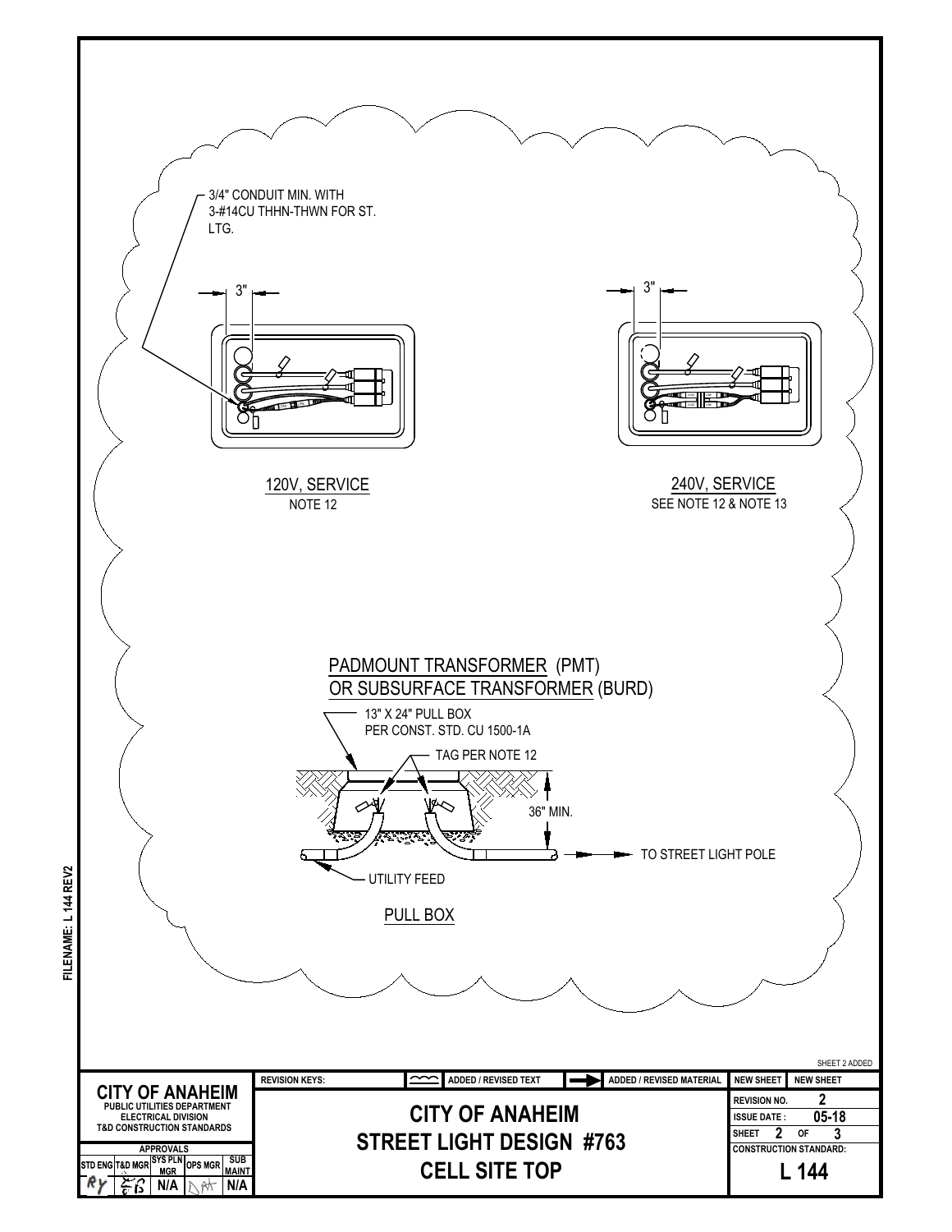3/4" CONDUIT MIN. WITH 3-#14CU THHN-THWN FOR ST. LTG.

3"

3"

120V, SERVICE
NOTE 12

240V, SERVICE
SEE NOTE 12 & NOTE 13

PADMOUNT TRANSFORMER (PMT)
OR SUBSURFACE TRANSFORMER (BURD)

13" X 24" PULL BOX
PER CONST. STD. CU 1500-1A

TAG PER NOTE 12

36" MIN.

TO STREET LIGHT POLE

UTILITY FEED

PULL BOX

SHEET 2 ADDED

FILENAME: L 144 REV2

**CITY OF ANAHEIM**
PUBLIC UTILITIES DEPARTMENT
ELECTRICAL DIVISION
T&D CONSTRUCTION STANDARDS

| REVISION KEYS: | ADDED / REVISED TEXT | ADDED / REVISED MATERIAL | NEW SHEET |
|---|---|---|---|

**CITY OF ANAHEIM**
**STREET LIGHT DESIGN #763**
**CELL SITE TOP**

| APPROVALS | | | | |
|---|---|---|---|---|
| STD ENG | T&D MGR | SYS PLN MGR | OPS MGR | SUB MAINT |
| RY | | N/A | | N/A |

| | |
|---|---|
| REVISION NO. | 2 |
| ISSUE DATE : | 05-18 |
| SHEET | 2 OF 3 |
| CONSTRUCTION STANDARD: | L 144 |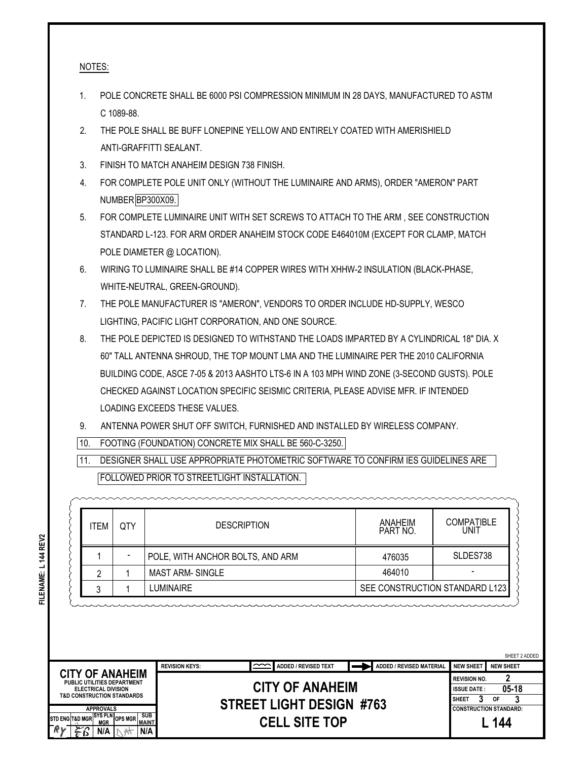NOTES:

1. POLE CONCRETE SHALL BE 6000 PSI COMPRESSION MINIMUM IN 28 DAYS, MANUFACTURED TO ASTM C 1089-88.
2. THE POLE SHALL BE BUFF LONEPINE YELLOW AND ENTIRELY COATED WITH AMERISHIELD ANTI-GRAFFITTI SEALANT.
3. FINISH TO MATCH ANAHEIM DESIGN 738 FINISH.
4. FOR COMPLETE POLE UNIT ONLY (WITHOUT THE LUMINAIRE AND ARMS), ORDER "AMERON" PART NUMBER BP300X09.
5. FOR COMPLETE LUMINAIRE UNIT WITH SET SCREWS TO ATTACH TO THE ARM , SEE CONSTRUCTION STANDARD L-123. FOR ARM ORDER ANAHEIM STOCK CODE E464010M (EXCEPT FOR CLAMP, MATCH POLE DIAMETER @ LOCATION).
6. WIRING TO LUMINAIRE SHALL BE #14 COPPER WIRES WITH XHHW-2 INSULATION (BLACK-PHASE, WHITE-NEUTRAL, GREEN-GROUND).
7. THE POLE MANUFACTURER IS "AMERON", VENDORS TO ORDER INCLUDE HD-SUPPLY, WESCO LIGHTING, PACIFIC LIGHT CORPORATION, AND ONE SOURCE.
8. THE POLE DEPICTED IS DESIGNED TO WITHSTAND THE LOADS IMPARTED BY A CYLINDRICAL 18" DIA. X 60" TALL ANTENNA SHROUD, THE TOP MOUNT LMA AND THE LUMINAIRE PER THE 2010 CALIFORNIA BUILDING CODE, ASCE 7-05 & 2013 AASHTO LTS-6 IN A 103 MPH WIND ZONE (3-SECOND GUSTS). POLE CHECKED AGAINST LOCATION SPECIFIC SEISMIC CRITERIA, PLEASE ADVISE MFR. IF INTENDED LOADING EXCEEDS THESE VALUES.
9. ANTENNA POWER SHUT OFF SWITCH, FURNISHED AND INSTALLED BY WIRELESS COMPANY.
10. FOOTING (FOUNDATION) CONCRETE MIX SHALL BE 560-C-3250.
11. DESIGNER SHALL USE APPROPRIATE PHOTOMETRIC SOFTWARE TO CONFIRM IES GUIDELINES ARE FOLLOWED PRIOR TO STREETLIGHT INSTALLATION.

| ITEM | QTY | DESCRIPTION | ANAHEIM PART NO. | COMPATIBLE UNIT |
|---|---|---|---|---|
| 1 | - | POLE, WITH ANCHOR BOLTS, AND ARM | 476035 | SLDES738 |
| 2 | 1 | MAST ARM- SINGLE | 464010 | - |
| 3 | 1 | LUMINAIRE | SEE CONSTRUCTION STANDARD L123 | |

SHEET 2 ADDED

| CITY OF ANAHEIM PUBLIC UTILITIES DEPARTMENT ELECTRICAL DIVISION T&D CONSTRUCTION STANDARDS | | | | |
|---|---|---|---|---|
| APPROVALS | | | | |
| STD ENG | T&D MGR | SYS PLN MGR | OPS MGR | SUB MAINT |
| RY | EB | N/A | DRH | N/A |

REVISION KEYS: ADDED / REVISED TEXT — ADDED / REVISED MATERIAL — NEW SHEET — NEW SHEET

# CITY OF ANAHEIM
# STREET LIGHT DESIGN #763
# CELL SITE TOP

REVISION NO. 2
ISSUE DATE : 05-18
SHEET 3 OF 3
CONSTRUCTION STANDARD: **L 144**

FILENAME: L 144 REV2